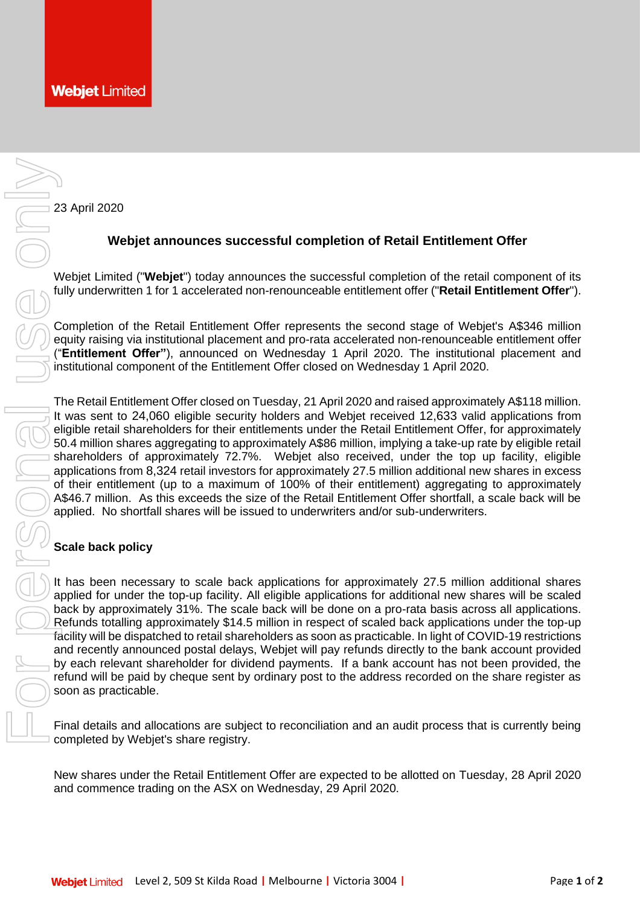**Webjet** Limited

23 April 2020

## Webjet announces successful completion of Retail Entitlement Offer

Webjet Limited ("**Webjet**") today announces the successful completion of the retail component of its fully underwritten 1 for 1 accelerated non-renounceable entitlement offer ("**Retail Entitlement Offer**").

Completion of the Retail Entitlement Offer represents the second stage of Webjet's A$346 million equity raising via institutional placement and pro-rata accelerated non-renounceable entitlement offer ("**Entitlement Offer**"), announced on Wednesday 1 April 2020. The institutional placement and institutional component of the Entitlement Offer closed on Wednesday 1 April 2020.

The Retail Entitlement Offer closed on Tuesday, 21 April 2020 and raised approximately A$118 million. It was sent to 24,060 eligible security holders and Webjet received 12,633 valid applications from eligible retail shareholders for their entitlements under the Retail Entitlement Offer, for approximately 50.4 million shares aggregating to approximately A$86 million, implying a take-up rate by eligible retail shareholders of approximately 72.7%. Webjet also received, under the top up facility, eligible applications from 8,324 retail investors for approximately 27.5 million additional new shares in excess of their entitlement (up to a maximum of 100% of their entitlement) aggregating to approximately A$46.7 million. As this exceeds the size of the Retail Entitlement Offer shortfall, a scale back will be applied. No shortfall shares will be issued to underwriters and/or sub-underwriters.

### Scale back policy

It has been necessary to scale back applications for approximately 27.5 million additional shares applied for under the top-up facility. All eligible applications for additional new shares will be scaled back by approximately 31%. The scale back will be done on a pro-rata basis across all applications. Refunds totalling approximately $14.5 million in respect of scaled back applications under the top-up facility will be dispatched to retail shareholders as soon as practicable. In light of COVID-19 restrictions and recently announced postal delays, Webjet will pay refunds directly to the bank account provided by each relevant shareholder for dividend payments. If a bank account has not been provided, the refund will be paid by cheque sent by ordinary post to the address recorded on the share register as soon as practicable.

Final details and allocations are subject to reconciliation and an audit process that is currently being completed by Webjet's share registry.

New shares under the Retail Entitlement Offer are expected to be allotted on Tuesday, 28 April 2020 and commence trading on the ASX on Wednesday, 29 April 2020.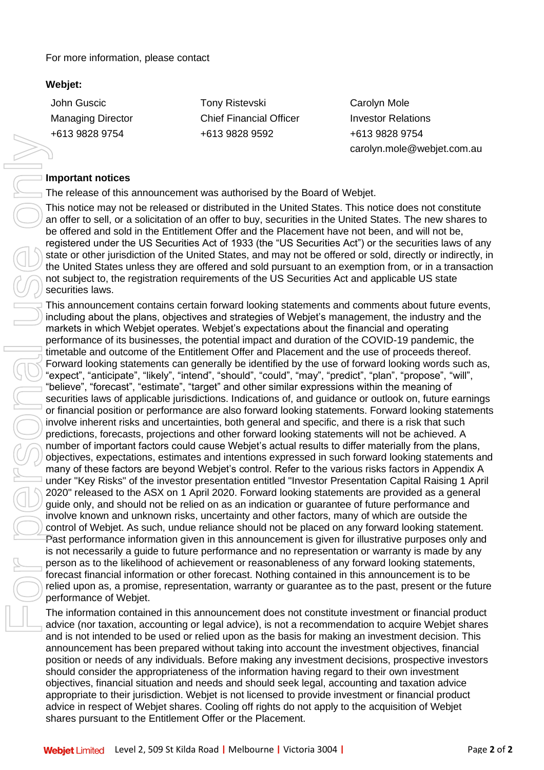For more information, please contact

**Webjet:**

| | | |
|---|---|---|
| John Guscic | Tony Ristevski | Carolyn Mole |
| Managing Director | Chief Financial Officer | Investor Relations |
| +613 9828 9754 | +613 9828 9592 | +613 9828 9754 |
| | | carolyn.mole@webjet.com.au |

**Important notices**

The release of this announcement was authorised by the Board of Webjet.

This notice may not be released or distributed in the United States. This notice does not constitute an offer to sell, or a solicitation of an offer to buy, securities in the United States. The new shares to be offered and sold in the Entitlement Offer and the Placement have not been, and will not be, registered under the US Securities Act of 1933 (the "US Securities Act") or the securities laws of any state or other jurisdiction of the United States, and may not be offered or sold, directly or indirectly, in the United States unless they are offered and sold pursuant to an exemption from, or in a transaction not subject to, the registration requirements of the US Securities Act and applicable US state securities laws.

This announcement contains certain forward looking statements and comments about future events, including about the plans, objectives and strategies of Webjet's management, the industry and the markets in which Webjet operates. Webjet's expectations about the financial and operating performance of its businesses, the potential impact and duration of the COVID-19 pandemic, the timetable and outcome of the Entitlement Offer and Placement and the use of proceeds thereof. Forward looking statements can generally be identified by the use of forward looking words such as, "expect", "anticipate", "likely", "intend", "should", "could", "may", "predict", "plan", "propose", "will", "believe", "forecast", "estimate", "target" and other similar expressions within the meaning of securities laws of applicable jurisdictions. Indications of, and guidance or outlook on, future earnings or financial position or performance are also forward looking statements. Forward looking statements involve inherent risks and uncertainties, both general and specific, and there is a risk that such predictions, forecasts, projections and other forward looking statements will not be achieved. A number of important factors could cause Webjet's actual results to differ materially from the plans, objectives, expectations, estimates and intentions expressed in such forward looking statements and many of these factors are beyond Webjet's control. Refer to the various risks factors in Appendix A under "Key Risks" of the investor presentation entitled "Investor Presentation Capital Raising 1 April 2020" released to the ASX on 1 April 2020. Forward looking statements are provided as a general guide only, and should not be relied on as an indication or guarantee of future performance and involve known and unknown risks, uncertainty and other factors, many of which are outside the control of Webjet. As such, undue reliance should not be placed on any forward looking statement. Past performance information given in this announcement is given for illustrative purposes only and is not necessarily a guide to future performance and no representation or warranty is made by any person as to the likelihood of achievement or reasonableness of any forward looking statements, forecast financial information or other forecast. Nothing contained in this announcement is to be relied upon as, a promise, representation, warranty or guarantee as to the past, present or the future performance of Webjet.

The information contained in this announcement does not constitute investment or financial product advice (nor taxation, accounting or legal advice), is not a recommendation to acquire Webjet shares and is not intended to be used or relied upon as the basis for making an investment decision. This announcement has been prepared without taking into account the investment objectives, financial position or needs of any individuals. Before making any investment decisions, prospective investors should consider the appropriateness of the information having regard to their own investment objectives, financial situation and needs and should seek legal, accounting and taxation advice appropriate to their jurisdiction. Webjet is not licensed to provide investment or financial product advice in respect of Webjet shares. Cooling off rights do not apply to the acquisition of Webjet shares pursuant to the Entitlement Offer or the Placement.